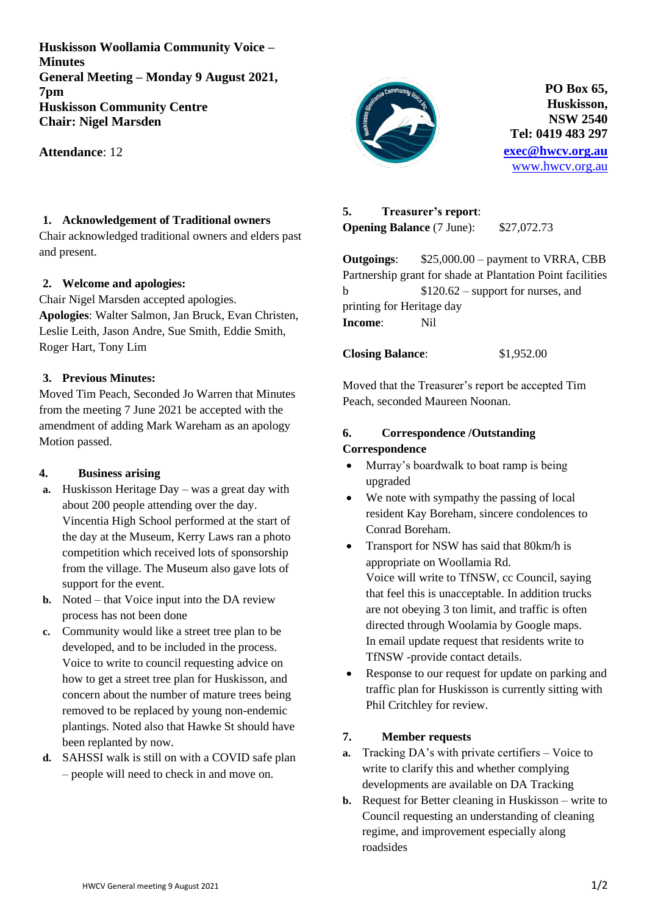**Huskisson Woollamia Community Voice – Minutes**
**General Meeting – Monday 9 August 2021, 7pm**
**Huskisson Community Centre**
**Chair: Nigel Marsden**

**Attendance**: 12

**PO Box 65, Huskisson, NSW 2540**
**Tel: 0419 483 297**
**exec@hwcv.org.au**
www.hwcv.org.au

## 1. Acknowledgement of Traditional owners

Chair acknowledged traditional owners and elders past and present.

## 2. Welcome and apologies:

Chair Nigel Marsden accepted apologies.
**Apologies**: Walter Salmon, Jan Bruck, Evan Christen, Leslie Leith, Jason Andre, Sue Smith, Eddie Smith, Roger Hart, Tony Lim

## 3. Previous Minutes:

Moved Tim Peach, Seconded Jo Warren that Minutes from the meeting 7 June 2021 be accepted with the amendment of adding Mark Wareham as an apology Motion passed.

## 4. Business arising

a. Huskisson Heritage Day – was a great day with about 200 people attending over the day. Vincentia High School performed at the start of the day at the Museum, Kerry Laws ran a photo competition which received lots of sponsorship from the village. The Museum also gave lots of support for the event.
b. Noted – that Voice input into the DA review process has not been done
c. Community would like a street tree plan to be developed, and to be included in the process. Voice to write to council requesting advice on how to get a street tree plan for Huskisson, and concern about the number of mature trees being removed to be replaced by young non-endemic plantings. Noted also that Hawke St should have been replanted by now.
d. SAHSSI walk is still on with a COVID safe plan – people will need to check in and move on.

## 5. Treasurer's report:

**Opening Balance** (7 June): $27,072.73

**Outgoings**: $25,000.00 – payment to VRRA, CBB Partnership grant for shade at Plantation Point facilities
b $120.62 – support for nurses, and printing for Heritage day
**Income**: Nil

**Closing Balance**: $1,952.00

Moved that the Treasurer's report be accepted Tim Peach, seconded Maureen Noonan.

## 6. Correspondence /Outstanding Correspondence

- Murray's boardwalk to boat ramp is being upgraded
- We note with sympathy the passing of local resident Kay Boreham, sincere condolences to Conrad Boreham.
- Transport for NSW has said that 80km/h is appropriate on Woollamia Rd.
  Voice will write to TfNSW, cc Council, saying that feel this is unacceptable. In addition trucks are not obeying 3 ton limit, and traffic is often directed through Woolamia by Google maps.
  In email update request that residents write to TfNSW -provide contact details.
- Response to our request for update on parking and traffic plan for Huskisson is currently sitting with Phil Critchley for review.

## 7. Member requests

a. Tracking DA's with private certifiers – Voice to write to clarify this and whether complying developments are available on DA Tracking
b. Request for Better cleaning in Huskisson – write to Council requesting an understanding of cleaning regime, and improvement especially along roadsides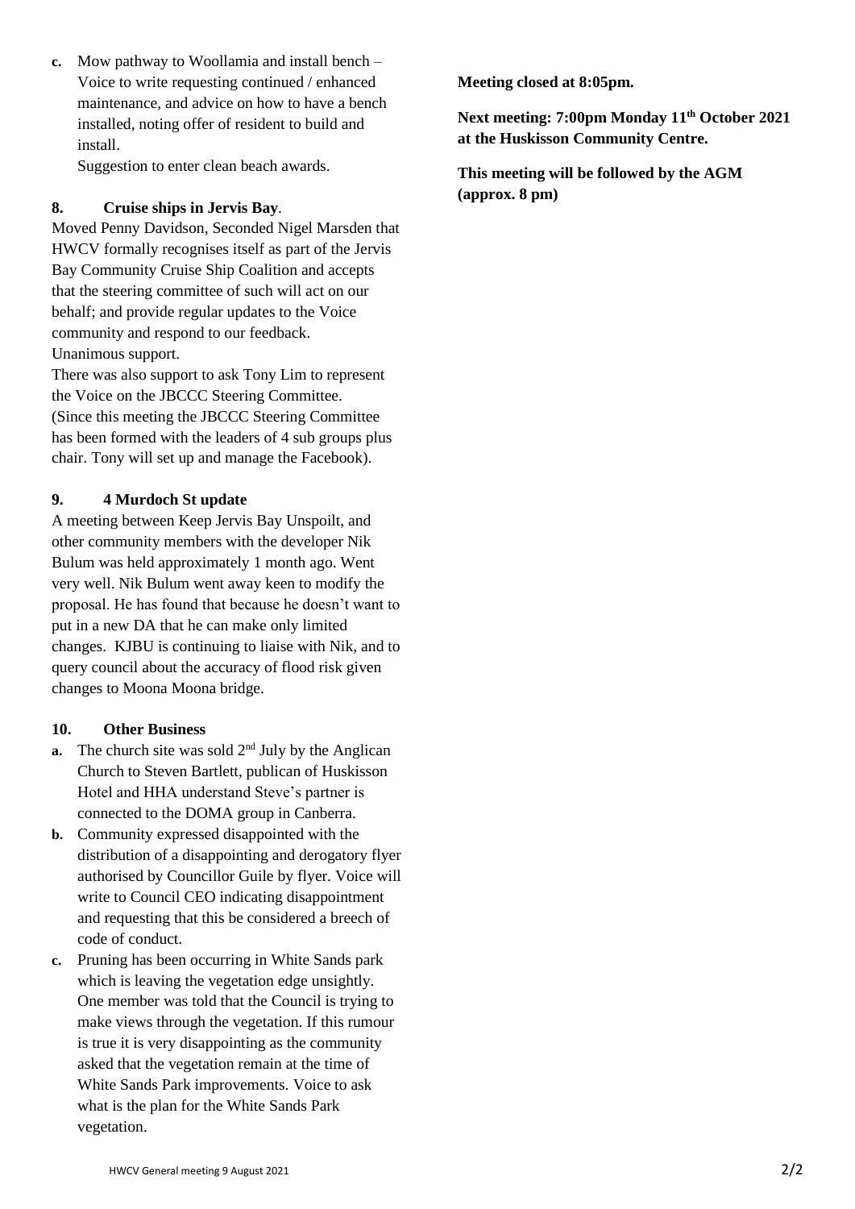c. Mow pathway to Woollamia and install bench – Voice to write requesting continued / enhanced maintenance, and advice on how to have a bench installed, noting offer of resident to build and install.

   Suggestion to enter clean beach awards.

### 8. Cruise ships in Jervis Bay.

Moved Penny Davidson, Seconded Nigel Marsden that HWCV formally recognises itself as part of the Jervis Bay Community Cruise Ship Coalition and accepts that the steering committee of such will act on our behalf; and provide regular updates to the Voice community and respond to our feedback.

Unanimous support.

There was also support to ask Tony Lim to represent the Voice on the JBCCC Steering Committee. (Since this meeting the JBCCC Steering Committee has been formed with the leaders of 4 sub groups plus chair. Tony will set up and manage the Facebook).

### 9. 4 Murdoch St update

A meeting between Keep Jervis Bay Unspoilt, and other community members with the developer Nik Bulum was held approximately 1 month ago. Went very well. Nik Bulum went away keen to modify the proposal. He has found that because he doesn't want to put in a new DA that he can make only limited changes. KJBU is continuing to liaise with Nik, and to query council about the accuracy of flood risk given changes to Moona Moona bridge.

### 10. Other Business

a. The church site was sold 2nd July by the Anglican Church to Steven Bartlett, publican of Huskisson Hotel and HHA understand Steve's partner is connected to the DOMA group in Canberra.

b. Community expressed disappointed with the distribution of a disappointing and derogatory flyer authorised by Councillor Guile by flyer. Voice will write to Council CEO indicating disappointment and requesting that this be considered a breech of code of conduct.

c. Pruning has been occurring in White Sands park which is leaving the vegetation edge unsightly. One member was told that the Council is trying to make views through the vegetation. If this rumour is true it is very disappointing as the community asked that the vegetation remain at the time of White Sands Park improvements. Voice to ask what is the plan for the White Sands Park vegetation.

**Meeting closed at 8:05pm.**

**Next meeting: 7:00pm Monday 11th October 2021 at the Huskisson Community Centre.**

**This meeting will be followed by the AGM (approx. 8 pm)**